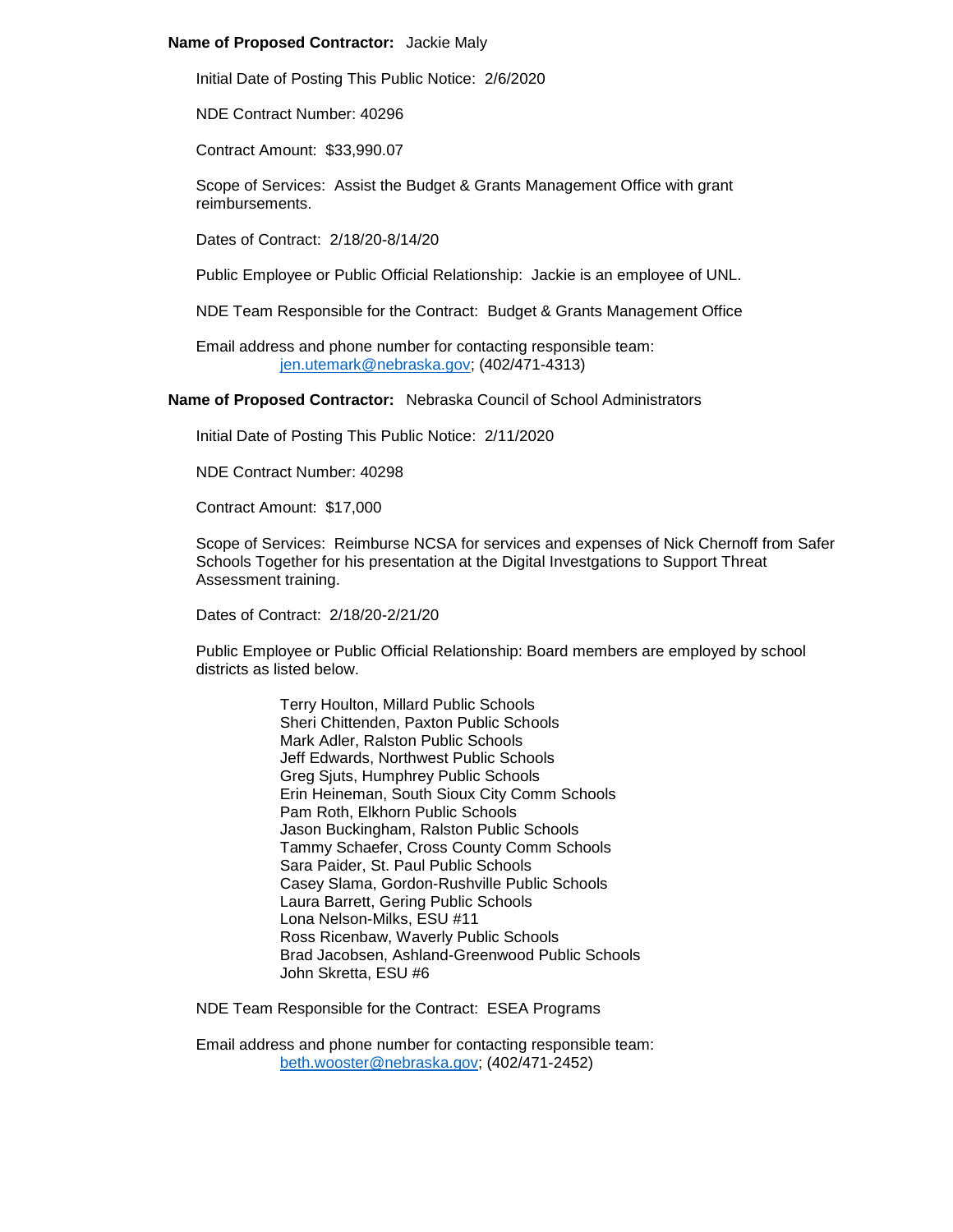**Name of Proposed Contractor:** Jackie Maly

Initial Date of Posting This Public Notice: 2/6/2020

NDE Contract Number: 40296

Contract Amount: $33,990.07

Scope of Services: Assist the Budget & Grants Management Office with grant reimbursements.

Dates of Contract: 2/18/20-8/14/20

Public Employee or Public Official Relationship: Jackie is an employee of UNL.

NDE Team Responsible for the Contract: Budget & Grants Management Office

Email address and phone number for contacting responsible team:
jen.utemark@nebraska.gov; (402/471-4313)

**Name of Proposed Contractor:** Nebraska Council of School Administrators

Initial Date of Posting This Public Notice: 2/11/2020

NDE Contract Number: 40298

Contract Amount: $17,000

Scope of Services: Reimburse NCSA for services and expenses of Nick Chernoff from Safer Schools Together for his presentation at the Digital Investgations to Support Threat Assessment training.

Dates of Contract: 2/18/20-2/21/20

Public Employee or Public Official Relationship: Board members are employed by school districts as listed below.

Terry Houlton, Millard Public Schools
Sheri Chittenden, Paxton Public Schools
Mark Adler, Ralston Public Schools
Jeff Edwards, Northwest Public Schools
Greg Sjuts, Humphrey Public Schools
Erin Heineman, South Sioux City Comm Schools
Pam Roth, Elkhorn Public Schools
Jason Buckingham, Ralston Public Schools
Tammy Schaefer, Cross County Comm Schools
Sara Paider, St. Paul Public Schools
Casey Slama, Gordon-Rushville Public Schools
Laura Barrett, Gering Public Schools
Lona Nelson-Milks, ESU #11
Ross Ricenbaw, Waverly Public Schools
Brad Jacobsen, Ashland-Greenwood Public Schools
John Skretta, ESU #6

NDE Team Responsible for the Contract: ESEA Programs

Email address and phone number for contacting responsible team:
beth.wooster@nebraska.gov; (402/471-2452)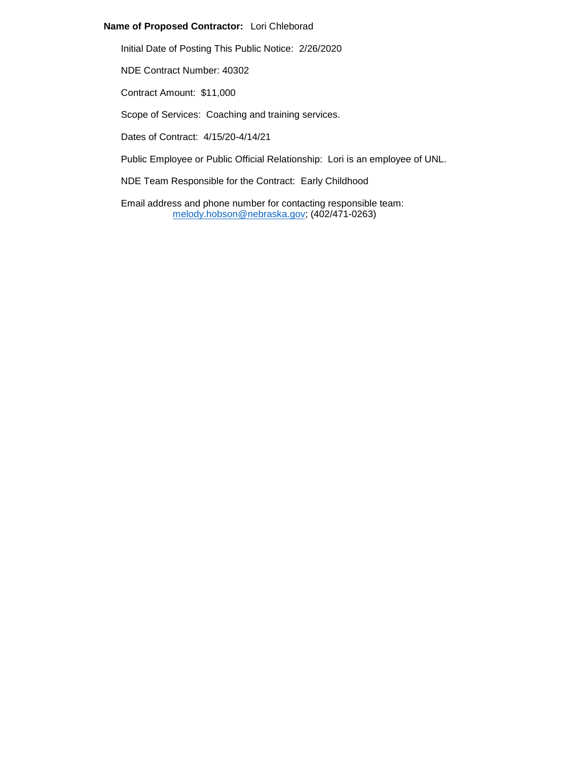**Name of Proposed Contractor:** Lori Chleborad

Initial Date of Posting This Public Notice: 2/26/2020

NDE Contract Number: 40302

Contract Amount: $11,000

Scope of Services: Coaching and training services.

Dates of Contract: 4/15/20-4/14/21

Public Employee or Public Official Relationship: Lori is an employee of UNL.

NDE Team Responsible for the Contract: Early Childhood

Email address and phone number for contacting responsible team:
melody.hobson@nebraska.gov; (402/471-0263)